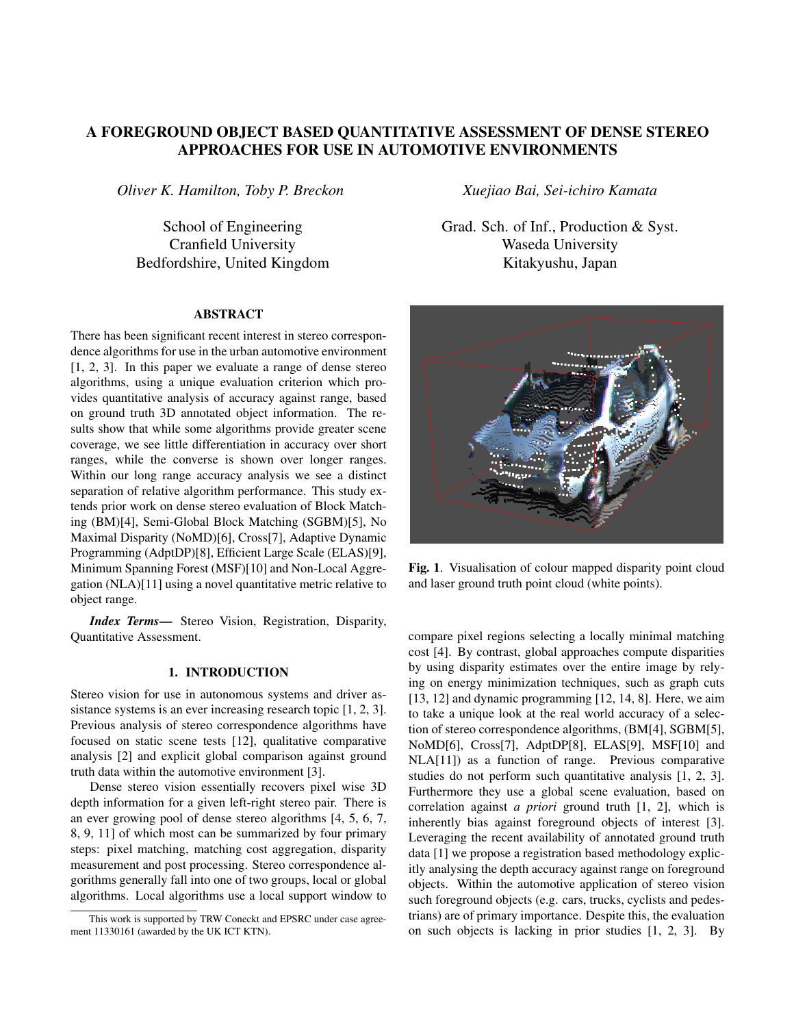# A FOREGROUND OBJECT BASED QUANTITATIVE ASSESSMENT OF DENSE STEREO APPROACHES FOR USE IN AUTOMOTIVE ENVIRONMENTS

*Oliver K. Hamilton, Toby P. Breckon*

School of Engineering
Cranfield University
Bedfordshire, United Kingdom

*Xuejiao Bai, Sei-ichiro Kamata*

Grad. Sch. of Inf., Production & Syst.
Waseda University
Kitakyushu, Japan

## ABSTRACT

There has been significant recent interest in stereo correspondence algorithms for use in the urban automotive environment [1, 2, 3]. In this paper we evaluate a range of dense stereo algorithms, using a unique evaluation criterion which provides quantitative analysis of accuracy against range, based on ground truth 3D annotated object information. The results show that while some algorithms provide greater scene coverage, we see little differentiation in accuracy over short ranges, while the converse is shown over longer ranges. Within our long range accuracy analysis we see a distinct separation of relative algorithm performance. This study extends prior work on dense stereo evaluation of Block Matching (BM)[4], Semi-Global Block Matching (SGBM)[5], No Maximal Disparity (NoMD)[6], Cross[7], Adaptive Dynamic Programming (AdptDP)[8], Efficient Large Scale (ELAS)[9], Minimum Spanning Forest (MSF)[10] and Non-Local Aggregation (NLA)[11] using a novel quantitative metric relative to object range.

***Index Terms*—** Stereo Vision, Registration, Disparity, Quantitative Assessment.

## 1. INTRODUCTION

Stereo vision for use in autonomous systems and driver assistance systems is an ever increasing research topic [1, 2, 3]. Previous analysis of stereo correspondence algorithms have focused on static scene tests [12], qualitative comparative analysis [2] and explicit global comparison against ground truth data within the automotive environment [3].

Dense stereo vision essentially recovers pixel wise 3D depth information for a given left-right stereo pair. There is an ever growing pool of dense stereo algorithms [4, 5, 6, 7, 8, 9, 11] of which most can be summarized by four primary steps: pixel matching, matching cost aggregation, disparity measurement and post processing. Stereo correspondence algorithms generally fall into one of two groups, local or global algorithms. Local algorithms use a local support window to compare pixel regions selecting a locally minimal matching cost [4]. By contrast, global approaches compute disparities by using disparity estimates over the entire image by relying on energy minimization techniques, such as graph cuts [13, 12] and dynamic programming [12, 14, 8]. Here, we aim to take a unique look at the real world accuracy of a selection of stereo correspondence algorithms, (BM[4], SGBM[5], NoMD[6], Cross[7], AdptDP[8], ELAS[9], MSF[10] and NLA[11]) as a function of range. Previous comparative studies do not perform such quantitative analysis [1, 2, 3]. Furthermore they use a global scene evaluation, based on correlation against *a priori* ground truth [1, 2], which is inherently bias against foreground objects of interest [3]. Leveraging the recent availability of annotated ground truth data [1] we propose a registration based methodology explicitly analysing the depth accuracy against range on foreground objects. Within the automotive application of stereo vision such foreground objects (e.g. cars, trucks, cyclists and pedestrians) are of primary importance. Despite this, the evaluation on such objects is lacking in prior studies [1, 2, 3]. By

**Fig. 1**. Visualisation of colour mapped disparity point cloud and laser ground truth point cloud (white points).

This work is supported by TRW Coneckt and EPSRC under case agreement 11330161 (awarded by the UK ICT KTN).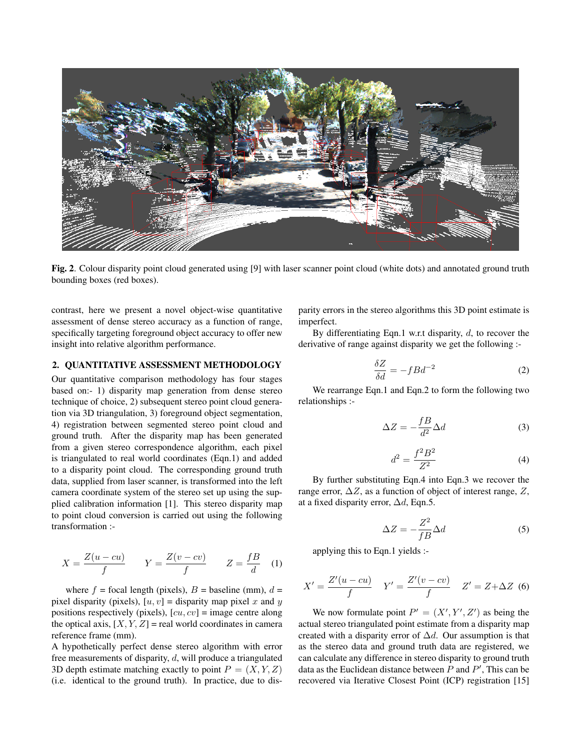**Fig. 2**. Colour disparity point cloud generated using [9] with laser scanner point cloud (white dots) and annotated ground truth bounding boxes (red boxes).

contrast, here we present a novel object-wise quantitative assessment of dense stereo accuracy as a function of range, specifically targeting foreground object accuracy to offer new insight into relative algorithm performance.

## 2. QUANTITATIVE ASSESSMENT METHODOLOGY

Our quantitative comparison methodology has four stages based on:- 1) disparity map generation from dense stereo technique of choice, 2) subsequent stereo point cloud generation via 3D triangulation, 3) foreground object segmentation, 4) registration between segmented stereo point cloud and ground truth. After the disparity map has been generated from a given stereo correspondence algorithm, each pixel is triangulated to real world coordinates (Eqn.1) and added to a disparity point cloud. The corresponding ground truth data, supplied from laser scanner, is transformed into the left camera coordinate system of the stereo set up using the supplied calibration information [1]. This stereo disparity map to point cloud conversion is carried out using the following transformation :-

$$X = \frac{Z(u - cu)}{f} \qquad Y = \frac{Z(v - cv)}{f} \qquad Z = \frac{fB}{d} \quad (1)$$

where $f$ = focal length (pixels), $B$ = baseline (mm), $d$ = pixel disparity (pixels), $[u, v]$ = disparity map pixel $x$ and $y$ positions respectively (pixels), $[cu, cv]$ = image centre along the optical axis, $[X, Y, Z]$ = real world coordinates in camera reference frame (mm).

A hypothetically perfect dense stereo algorithm with error free measurements of disparity, $d$, will produce a triangulated 3D depth estimate matching exactly to point $P = (X, Y, Z)$ (i.e. identical to the ground truth). In practice, due to disparity errors in the stereo algorithms this 3D point estimate is imperfect.

By differentiating Eqn.1 w.r.t disparity, $d$, to recover the derivative of range against disparity we get the following :-

$$\frac{\delta Z}{\delta d} = -fBd^{-2} \quad (2)$$

We rearrange Eqn.1 and Eqn.2 to form the following two relationships :-

$$\Delta Z = -\frac{fB}{d^2}\Delta d \quad (3)$$

$$d^2 = \frac{f^2B^2}{Z^2} \quad (4)$$

By further substituting Eqn.4 into Eqn.3 we recover the range error, $\Delta Z$, as a function of object of interest range, $Z$, at a fixed disparity error, $\Delta d$, Eqn.5.

$$\Delta Z = -\frac{Z^2}{fB}\Delta d \quad (5)$$

applying this to Eqn.1 yields :-

$$X' = \frac{Z'(u - cu)}{f} \quad Y' = \frac{Z'(v - cv)}{f} \quad Z' = Z + \Delta Z \quad (6)$$

We now formulate point $P' = (X', Y', Z')$ as being the actual stereo triangulated point estimate from a disparity map created with a disparity error of $\Delta d$. Our assumption is that as the stereo data and ground truth data are registered, we can calculate any difference in stereo disparity to ground truth data as the Euclidean distance between $P$ and $P'$, This can be recovered via Iterative Closest Point (ICP) registration [15]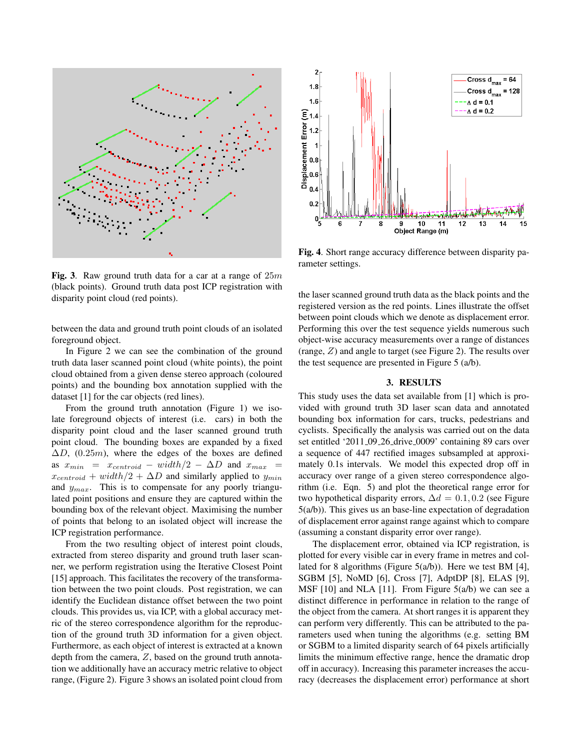**Fig. 3**. Raw ground truth data for a car at a range of $25m$ (black points). Ground truth data post ICP registration with disparity point cloud (red points).

**Fig. 4**. Short range accuracy difference between disparity parameter settings.

between the data and ground truth point clouds of an isolated foreground object.

In Figure 2 we can see the combination of the ground truth data laser scanned point cloud (white points), the point cloud obtained from a given dense stereo approach (coloured points) and the bounding box annotation supplied with the dataset [1] for the car objects (red lines).

From the ground truth annotation (Figure 1) we isolate foreground objects of interest (i.e. cars) in both the disparity point cloud and the laser scanned ground truth point cloud. The bounding boxes are expanded by a fixed $\Delta D$, $(0.25m)$, where the edges of the boxes are defined as $x_{min} = x_{centroid} - width/2 - \Delta D$ and $x_{max} = x_{centroid} + width/2 + \Delta D$ and similarly applied to $y_{min}$ and $y_{max}$. This is to compensate for any poorly triangulated point positions and ensure they are captured within the bounding box of the relevant object. Maximising the number of points that belong to an isolated object will increase the ICP registration performance.

From the two resulting object of interest point clouds, extracted from stereo disparity and ground truth laser scanner, we perform registration using the Iterative Closest Point [15] approach. This facilitates the recovery of the transformation between the two point clouds. Post registration, we can identify the Euclidean distance offset between the two point clouds. This provides us, via ICP, with a global accuracy metric of the stereo correspondence algorithm for the reproduction of the ground truth 3D information for a given object. Furthermore, as each object of interest is extracted at a known depth from the camera, $Z$, based on the ground truth annotation we additionally have an accuracy metric relative to object range, (Figure 2). Figure 3 shows an isolated point cloud from the laser scanned ground truth data as the black points and the registered version as the red points. Lines illustrate the offset between point clouds which we denote as displacement error. Performing this over the test sequence yields numerous such object-wise accuracy measurements over a range of distances (range, $Z$) and angle to target (see Figure 2). The results over the test sequence are presented in Figure 5 (a/b).

## 3. RESULTS

This study uses the data set available from [1] which is provided with ground truth 3D laser scan data and annotated bounding box information for cars, trucks, pedestrians and cyclists. Specifically the analysis was carried out on the data set entitled '2011_09_26_drive_0009' containing 89 cars over a sequence of 447 rectified images subsampled at approximately 0.1s intervals. We model this expected drop off in accuracy over range of a given stereo correspondence algorithm (i.e. Eqn. 5) and plot the theoretical range error for two hypothetical disparity errors, $\Delta d = 0.1, 0.2$ (see Figure 5(a/b)). This gives us an base-line expectation of degradation of displacement error against range against which to compare (assuming a constant disparity error over range).

The displacement error, obtained via ICP registration, is plotted for every visible car in every frame in metres and collated for 8 algorithms (Figure 5(a/b)). Here we test BM [4], SGBM [5], NoMD [6], Cross [7], AdptDP [8], ELAS [9], MSF [10] and NLA [11]. From Figure 5(a/b) we can see a distinct difference in performance in relation to the range of the object from the camera. At short ranges it is apparent they can perform very differently. This can be attributed to the parameters used when tuning the algorithms (e.g. setting BM or SGBM to a limited disparity search of 64 pixels artificially limits the minimum effective range, hence the dramatic drop off in accuracy). Increasing this parameter increases the accuracy (decreases the displacement error) performance at short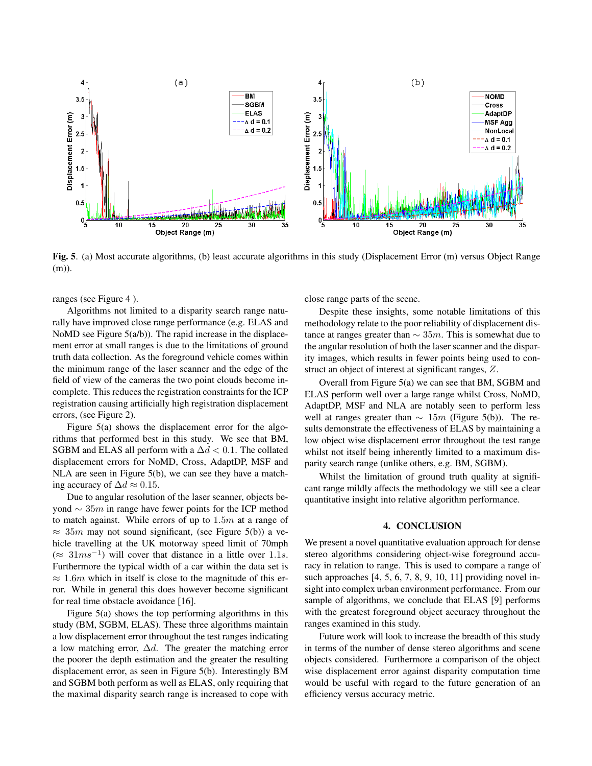**Fig. 5**. (a) Most accurate algorithms, (b) least accurate algorithms in this study (Displacement Error (m) versus Object Range (m)).

ranges (see Figure 4 ).

Algorithms not limited to a disparity search range naturally have improved close range performance (e.g. ELAS and NoMD see Figure 5(a/b)). The rapid increase in the displacement error at small ranges is due to the limitations of ground truth data collection. As the foreground vehicle comes within the minimum range of the laser scanner and the edge of the field of view of the cameras the two point clouds become incomplete. This reduces the registration constraints for the ICP registration causing artificially high registration displacement errors, (see Figure 2).

Figure 5(a) shows the displacement error for the algorithms that performed best in this study. We see that BM, SGBM and ELAS all perform with a $\Delta d < 0.1$. The collated displacement errors for NoMD, Cross, AdaptDP, MSF and NLA are seen in Figure 5(b), we can see they have a matching accuracy of $\Delta d \approx 0.15$.

Due to angular resolution of the laser scanner, objects beyond $\sim 35m$ in range have fewer points for the ICP method to match against. While errors of up to $1.5m$ at a range of $\approx 35m$ may not sound significant, (see Figure 5(b)) a vehicle travelling at the UK motorway speed limit of 70mph ($\approx 31ms^{-1}$) will cover that distance in a little over $1.1s$. Furthermore the typical width of a car within the data set is $\approx 1.6m$ which in itself is close to the magnitude of this error. While in general this does however become significant for real time obstacle avoidance [16].

Figure 5(a) shows the top performing algorithms in this study (BM, SGBM, ELAS). These three algorithms maintain a low displacement error throughout the test ranges indicating a low matching error, $\Delta d$. The greater the matching error the poorer the depth estimation and the greater the resulting displacement error, as seen in Figure 5(b). Interestingly BM and SGBM both perform as well as ELAS, only requiring that the maximal disparity search range is increased to cope with close range parts of the scene.

Despite these insights, some notable limitations of this methodology relate to the poor reliability of displacement distance at ranges greater than $\sim 35m$. This is somewhat due to the angular resolution of both the laser scanner and the disparity images, which results in fewer points being used to construct an object of interest at significant ranges, $Z$.

Overall from Figure 5(a) we can see that BM, SGBM and ELAS perform well over a large range whilst Cross, NoMD, AdaptDP, MSF and NLA are notably seen to perform less well at ranges greater than $\sim 15m$ (Figure 5(b)). The results demonstrate the effectiveness of ELAS by maintaining a low object wise displacement error throughout the test range whilst not itself being inherently limited to a maximum disparity search range (unlike others, e.g. BM, SGBM).

Whilst the limitation of ground truth quality at significant range mildly affects the methodology we still see a clear quantitative insight into relative algorithm performance.

## 4. CONCLUSION

We present a novel quantitative evaluation approach for dense stereo algorithms considering object-wise foreground accuracy in relation to range. This is used to compare a range of such approaches [4, 5, 6, 7, 8, 9, 10, 11] providing novel insight into complex urban environment performance. From our sample of algorithms, we conclude that ELAS [9] performs with the greatest foreground object accuracy throughout the ranges examined in this study.

Future work will look to increase the breadth of this study in terms of the number of dense stereo algorithms and scene objects considered. Furthermore a comparison of the object wise displacement error against disparity computation time would be useful with regard to the future generation of an efficiency versus accuracy metric.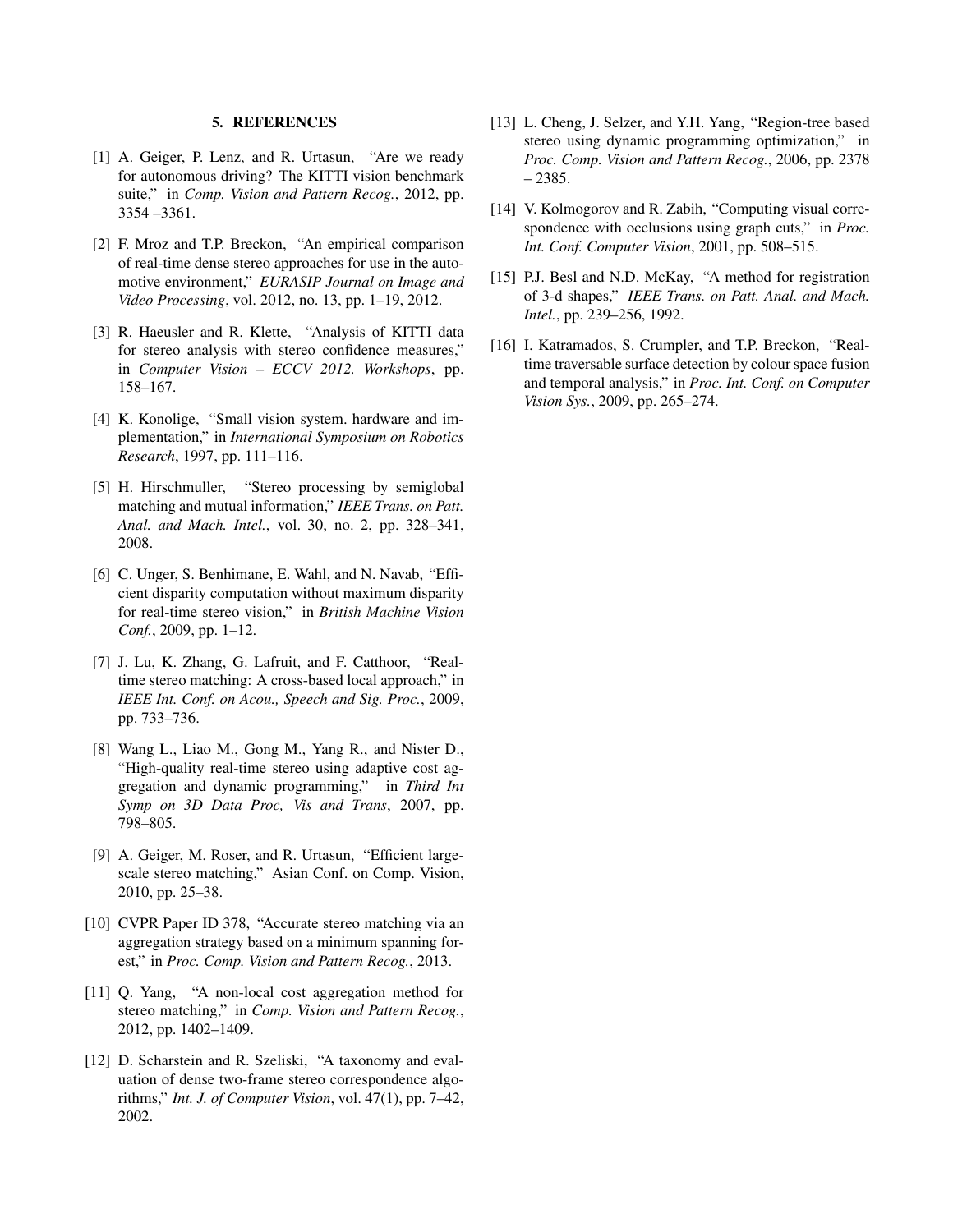## 5. REFERENCES

[1] A. Geiger, P. Lenz, and R. Urtasun, "Are we ready for autonomous driving? The KITTI vision benchmark suite," in *Comp. Vision and Pattern Recog.*, 2012, pp. 3354 –3361.

[2] F. Mroz and T.P. Breckon, "An empirical comparison of real-time dense stereo approaches for use in the automotive environment," *EURASIP Journal on Image and Video Processing*, vol. 2012, no. 13, pp. 1–19, 2012.

[3] R. Haeusler and R. Klette, "Analysis of KITTI data for stereo analysis with stereo confidence measures," in *Computer Vision – ECCV 2012. Workshops*, pp. 158–167.

[4] K. Konolige, "Small vision system. hardware and implementation," in *International Symposium on Robotics Research*, 1997, pp. 111–116.

[5] H. Hirschmuller, "Stereo processing by semiglobal matching and mutual information," *IEEE Trans. on Patt. Anal. and Mach. Intel.*, vol. 30, no. 2, pp. 328–341, 2008.

[6] C. Unger, S. Benhimane, E. Wahl, and N. Navab, "Efficient disparity computation without maximum disparity for real-time stereo vision," in *British Machine Vision Conf.*, 2009, pp. 1–12.

[7] J. Lu, K. Zhang, G. Lafruit, and F. Catthoor, "Real-time stereo matching: A cross-based local approach," in *IEEE Int. Conf. on Acou., Speech and Sig. Proc.*, 2009, pp. 733–736.

[8] Wang L., Liao M., Gong M., Yang R., and Nister D., "High-quality real-time stereo using adaptive cost aggregation and dynamic programming," in *Third Int Symp on 3D Data Proc, Vis and Trans*, 2007, pp. 798–805.

[9] A. Geiger, M. Roser, and R. Urtasun, "Efficient large-scale stereo matching," Asian Conf. on Comp. Vision, 2010, pp. 25–38.

[10] CVPR Paper ID 378, "Accurate stereo matching via an aggregation strategy based on a minimum spanning forest," in *Proc. Comp. Vision and Pattern Recog.*, 2013.

[11] Q. Yang, "A non-local cost aggregation method for stereo matching," in *Comp. Vision and Pattern Recog.*, 2012, pp. 1402–1409.

[12] D. Scharstein and R. Szeliski, "A taxonomy and evaluation of dense two-frame stereo correspondence algorithms," *Int. J. of Computer Vision*, vol. 47(1), pp. 7–42, 2002.

[13] L. Cheng, J. Selzer, and Y.H. Yang, "Region-tree based stereo using dynamic programming optimization," in *Proc. Comp. Vision and Pattern Recog.*, 2006, pp. 2378 – 2385.

[14] V. Kolmogorov and R. Zabih, "Computing visual correspondence with occlusions using graph cuts," in *Proc. Int. Conf. Computer Vision*, 2001, pp. 508–515.

[15] P.J. Besl and N.D. McKay, "A method for registration of 3-d shapes," *IEEE Trans. on Patt. Anal. and Mach. Intel.*, pp. 239–256, 1992.

[16] I. Katramados, S. Crumpler, and T.P. Breckon, "Real-time traversable surface detection by colour space fusion and temporal analysis," in *Proc. Int. Conf. on Computer Vision Sys.*, 2009, pp. 265–274.